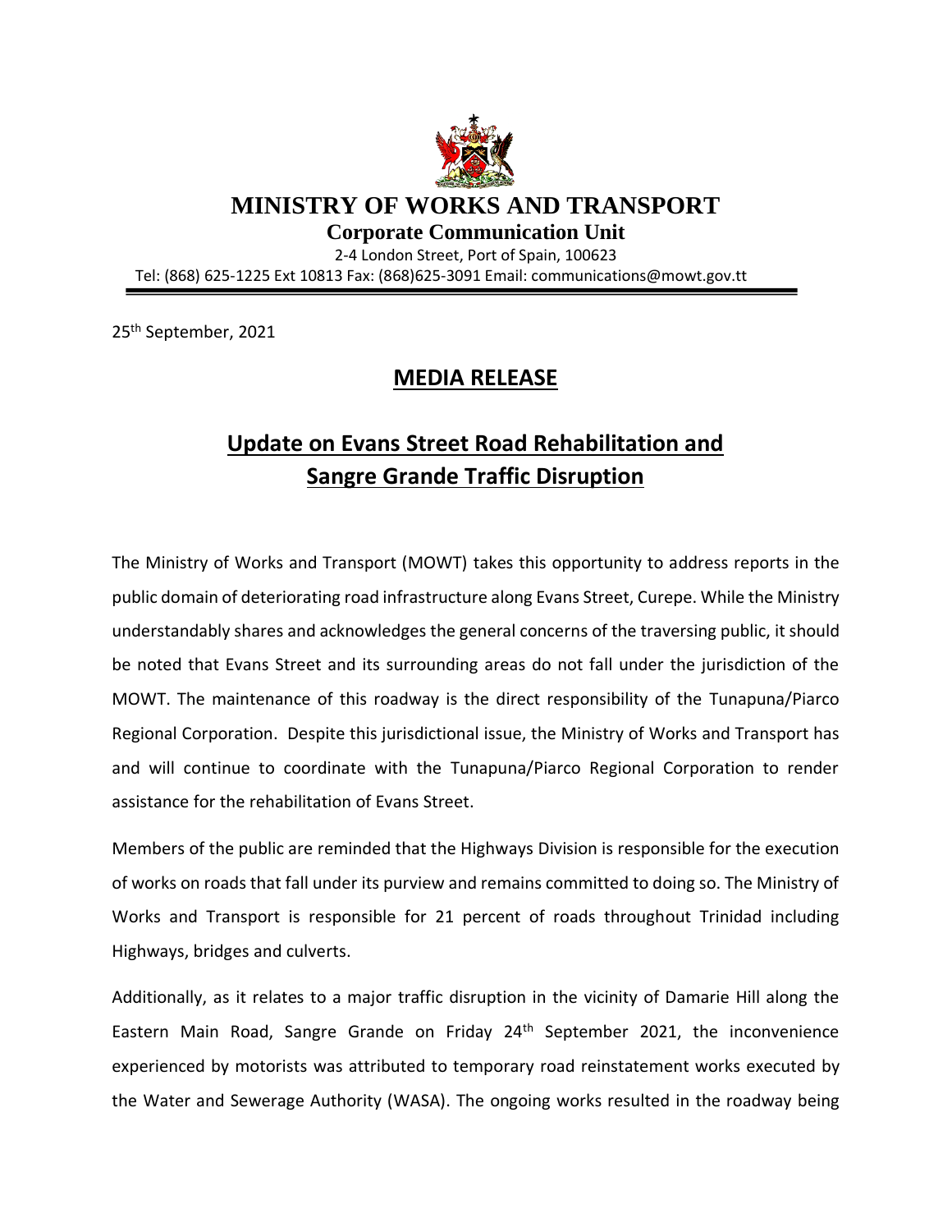# MINISTRY OF WORKS AND TRANSPORT

**Corporate Communication Unit**

2-4 London Street, Port of Spain, 100623

Tel: (868) 625-1225 Ext 10813 Fax: (868)625-3091 Email: communications@mowt.gov.tt

25th September, 2021

## MEDIA RELEASE

## Update on Evans Street Road Rehabilitation and Sangre Grande Traffic Disruption

The Ministry of Works and Transport (MOWT) takes this opportunity to address reports in the public domain of deteriorating road infrastructure along Evans Street, Curepe. While the Ministry understandably shares and acknowledges the general concerns of the traversing public, it should be noted that Evans Street and its surrounding areas do not fall under the jurisdiction of the MOWT. The maintenance of this roadway is the direct responsibility of the Tunapuna/Piarco Regional Corporation. Despite this jurisdictional issue, the Ministry of Works and Transport has and will continue to coordinate with the Tunapuna/Piarco Regional Corporation to render assistance for the rehabilitation of Evans Street.

Members of the public are reminded that the Highways Division is responsible for the execution of works on roads that fall under its purview and remains committed to doing so. The Ministry of Works and Transport is responsible for 21 percent of roads throughout Trinidad including Highways, bridges and culverts.

Additionally, as it relates to a major traffic disruption in the vicinity of Damarie Hill along the Eastern Main Road, Sangre Grande on Friday 24th September 2021, the inconvenience experienced by motorists was attributed to temporary road reinstatement works executed by the Water and Sewerage Authority (WASA). The ongoing works resulted in the roadway being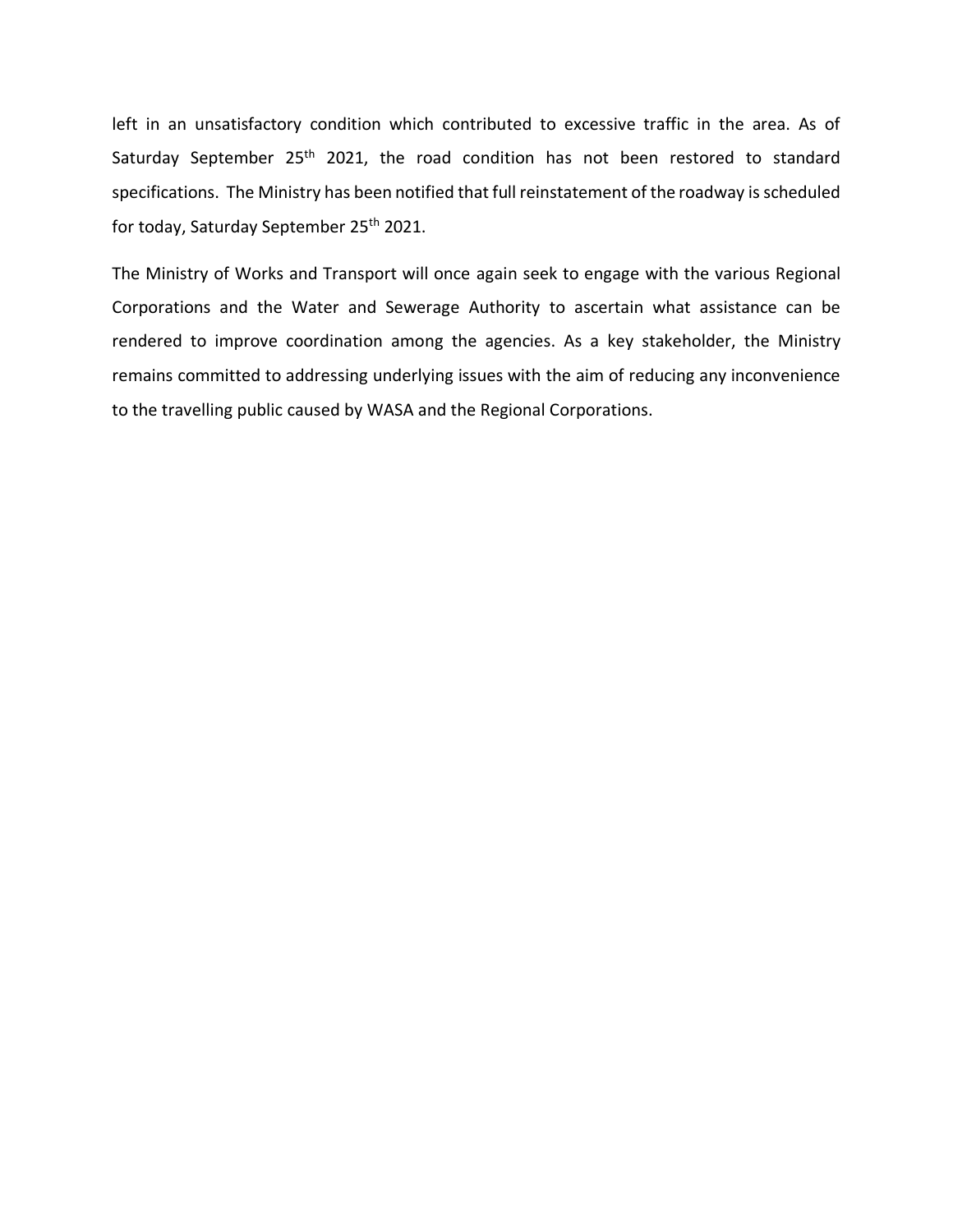left in an unsatisfactory condition which contributed to excessive traffic in the area. As of Saturday September 25th 2021, the road condition has not been restored to standard specifications. The Ministry has been notified that full reinstatement of the roadway is scheduled for today, Saturday September 25th 2021.

The Ministry of Works and Transport will once again seek to engage with the various Regional Corporations and the Water and Sewerage Authority to ascertain what assistance can be rendered to improve coordination among the agencies. As a key stakeholder, the Ministry remains committed to addressing underlying issues with the aim of reducing any inconvenience to the travelling public caused by WASA and the Regional Corporations.